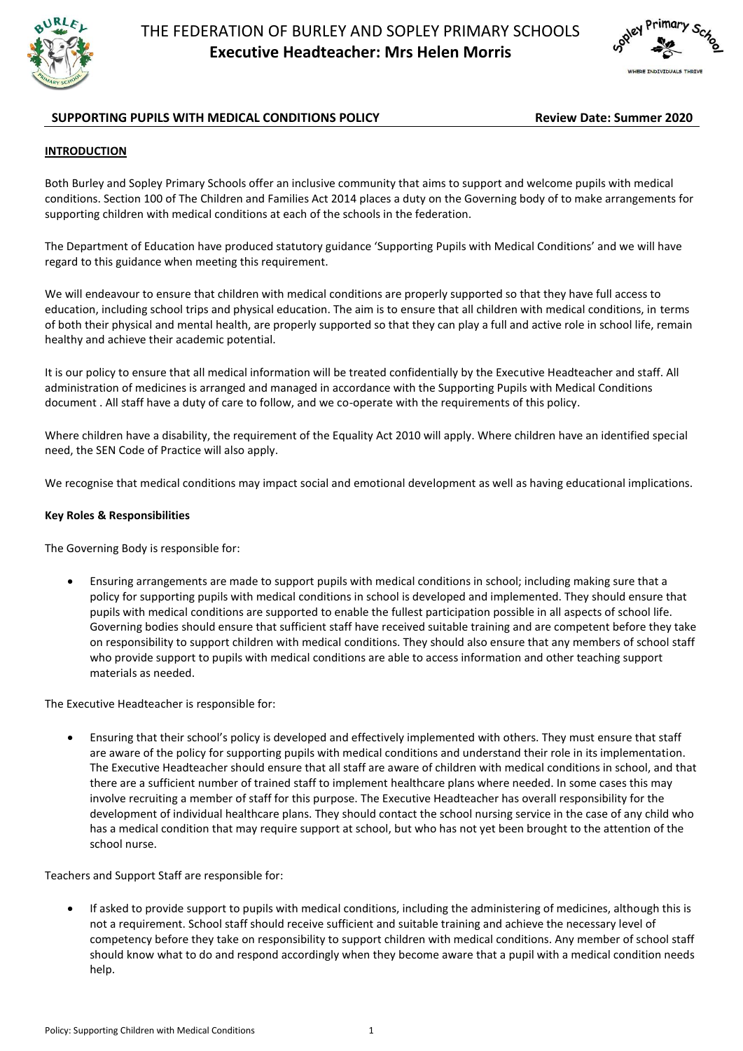# THE FEDERATION OF BURLEY AND SOPLEY PRIMARY SCHOOLS

**Executive Headteacher: Mrs Helen Morris**

## SUPPORTING PUPILS WITH MEDICAL CONDITIONS POLICY

**Review Date: Summer 2020**

### INTRODUCTION

Both Burley and Sopley Primary Schools offer an inclusive community that aims to support and welcome pupils with medical conditions. Section 100 of The Children and Families Act 2014 places a duty on the Governing body of to make arrangements for supporting children with medical conditions at each of the schools in the federation.

The Department of Education have produced statutory guidance 'Supporting Pupils with Medical Conditions' and we will have regard to this guidance when meeting this requirement.

We will endeavour to ensure that children with medical conditions are properly supported so that they have full access to education, including school trips and physical education. The aim is to ensure that all children with medical conditions, in terms of both their physical and mental health, are properly supported so that they can play a full and active role in school life, remain healthy and achieve their academic potential.

It is our policy to ensure that all medical information will be treated confidentially by the Executive Headteacher and staff. All administration of medicines is arranged and managed in accordance with the Supporting Pupils with Medical Conditions document . All staff have a duty of care to follow, and we co-operate with the requirements of this policy.

Where children have a disability, the requirement of the Equality Act 2010 will apply. Where children have an identified special need, the SEN Code of Practice will also apply.

We recognise that medical conditions may impact social and emotional development as well as having educational implications.

### Key Roles & Responsibilities

The Governing Body is responsible for:

- Ensuring arrangements are made to support pupils with medical conditions in school; including making sure that a policy for supporting pupils with medical conditions in school is developed and implemented. They should ensure that pupils with medical conditions are supported to enable the fullest participation possible in all aspects of school life. Governing bodies should ensure that sufficient staff have received suitable training and are competent before they take on responsibility to support children with medical conditions. They should also ensure that any members of school staff who provide support to pupils with medical conditions are able to access information and other teaching support materials as needed.

The Executive Headteacher is responsible for:

- Ensuring that their school's policy is developed and effectively implemented with others. They must ensure that staff are aware of the policy for supporting pupils with medical conditions and understand their role in its implementation. The Executive Headteacher should ensure that all staff are aware of children with medical conditions in school, and that there are a sufficient number of trained staff to implement healthcare plans where needed. In some cases this may involve recruiting a member of staff for this purpose. The Executive Headteacher has overall responsibility for the development of individual healthcare plans. They should contact the school nursing service in the case of any child who has a medical condition that may require support at school, but who has not yet been brought to the attention of the school nurse.

Teachers and Support Staff are responsible for:

- If asked to provide support to pupils with medical conditions, including the administering of medicines, although this is not a requirement. School staff should receive sufficient and suitable training and achieve the necessary level of competency before they take on responsibility to support children with medical conditions. Any member of school staff should know what to do and respond accordingly when they become aware that a pupil with a medical condition needs help.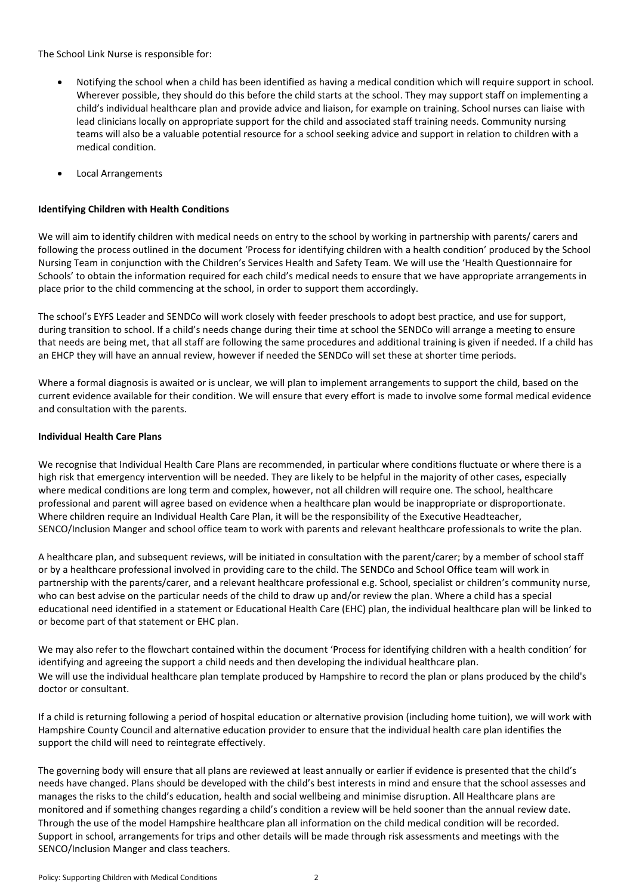The School Link Nurse is responsible for:

- Notifying the school when a child has been identified as having a medical condition which will require support in school. Wherever possible, they should do this before the child starts at the school. They may support staff on implementing a child's individual healthcare plan and provide advice and liaison, for example on training. School nurses can liaise with lead clinicians locally on appropriate support for the child and associated staff training needs. Community nursing teams will also be a valuable potential resource for a school seeking advice and support in relation to children with a medical condition.
- Local Arrangements

**Identifying Children with Health Conditions**

We will aim to identify children with medical needs on entry to the school by working in partnership with parents/ carers and following the process outlined in the document 'Process for identifying children with a health condition' produced by the School Nursing Team in conjunction with the Children's Services Health and Safety Team. We will use the 'Health Questionnaire for Schools' to obtain the information required for each child's medical needs to ensure that we have appropriate arrangements in place prior to the child commencing at the school, in order to support them accordingly.

The school's EYFS Leader and SENDCo will work closely with feeder preschools to adopt best practice, and use for support, during transition to school. If a child's needs change during their time at school the SENDCo will arrange a meeting to ensure that needs are being met, that all staff are following the same procedures and additional training is given if needed. If a child has an EHCP they will have an annual review, however if needed the SENDCo will set these at shorter time periods.

Where a formal diagnosis is awaited or is unclear, we will plan to implement arrangements to support the child, based on the current evidence available for their condition. We will ensure that every effort is made to involve some formal medical evidence and consultation with the parents.

**Individual Health Care Plans**

We recognise that Individual Health Care Plans are recommended, in particular where conditions fluctuate or where there is a high risk that emergency intervention will be needed. They are likely to be helpful in the majority of other cases, especially where medical conditions are long term and complex, however, not all children will require one. The school, healthcare professional and parent will agree based on evidence when a healthcare plan would be inappropriate or disproportionate. Where children require an Individual Health Care Plan, it will be the responsibility of the Executive Headteacher, SENCO/Inclusion Manger and school office team to work with parents and relevant healthcare professionals to write the plan.

A healthcare plan, and subsequent reviews, will be initiated in consultation with the parent/carer; by a member of school staff or by a healthcare professional involved in providing care to the child. The SENDCo and School Office team will work in partnership with the parents/carer, and a relevant healthcare professional e.g. School, specialist or children's community nurse, who can best advise on the particular needs of the child to draw up and/or review the plan. Where a child has a special educational need identified in a statement or Educational Health Care (EHC) plan, the individual healthcare plan will be linked to or become part of that statement or EHC plan.

We may also refer to the flowchart contained within the document 'Process for identifying children with a health condition' for identifying and agreeing the support a child needs and then developing the individual healthcare plan.
We will use the individual healthcare plan template produced by Hampshire to record the plan or plans produced by the child's doctor or consultant.

If a child is returning following a period of hospital education or alternative provision (including home tuition), we will work with Hampshire County Council and alternative education provider to ensure that the individual health care plan identifies the support the child will need to reintegrate effectively.

The governing body will ensure that all plans are reviewed at least annually or earlier if evidence is presented that the child's needs have changed. Plans should be developed with the child's best interests in mind and ensure that the school assesses and manages the risks to the child's education, health and social wellbeing and minimise disruption. All Healthcare plans are monitored and if something changes regarding a child's condition a review will be held sooner than the annual review date. Through the use of the model Hampshire healthcare plan all information on the child medical condition will be recorded. Support in school, arrangements for trips and other details will be made through risk assessments and meetings with the SENCO/Inclusion Manger and class teachers.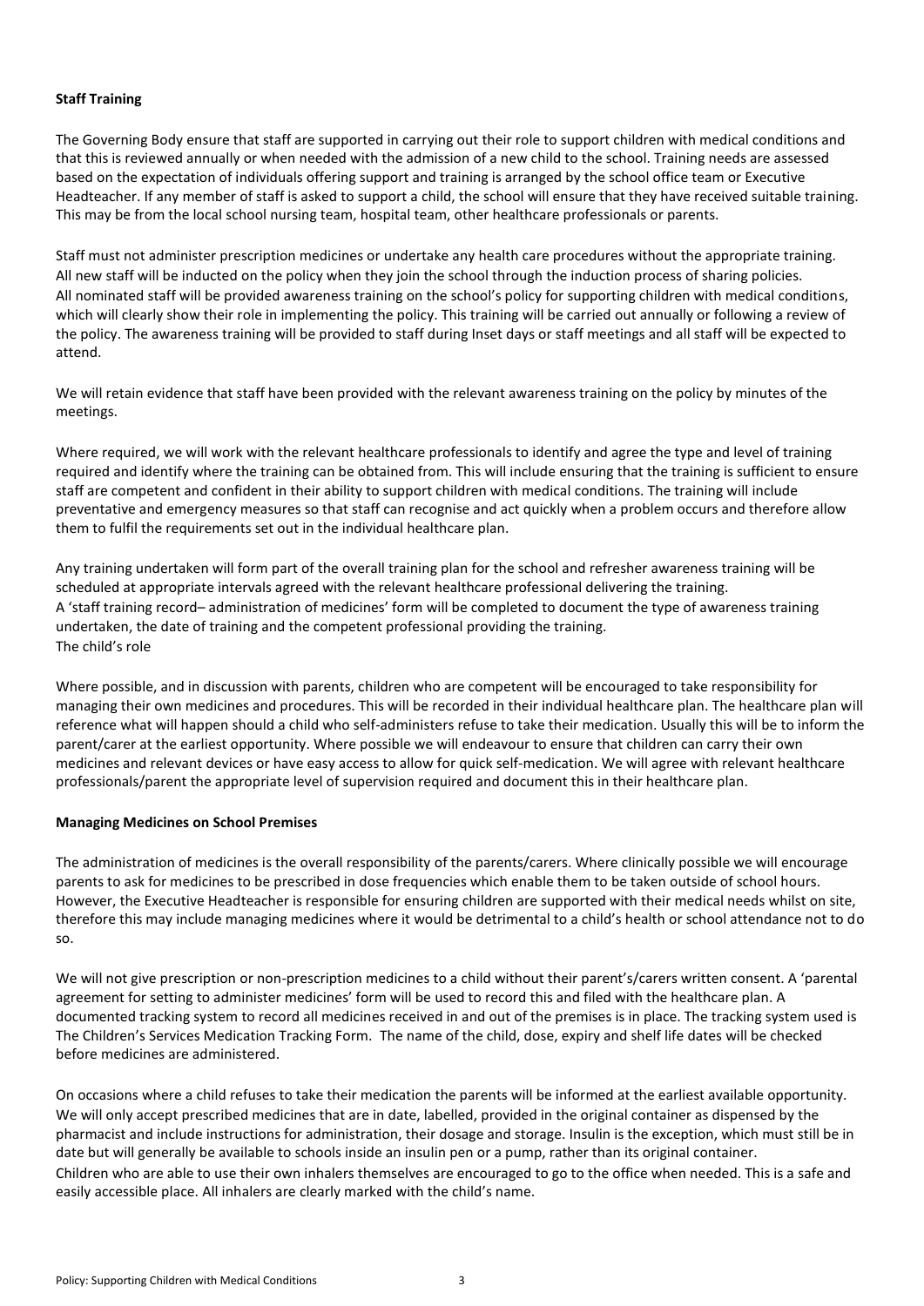**Staff Training**

The Governing Body ensure that staff are supported in carrying out their role to support children with medical conditions and that this is reviewed annually or when needed with the admission of a new child to the school. Training needs are assessed based on the expectation of individuals offering support and training is arranged by the school office team or Executive Headteacher. If any member of staff is asked to support a child, the school will ensure that they have received suitable training. This may be from the local school nursing team, hospital team, other healthcare professionals or parents.

Staff must not administer prescription medicines or undertake any health care procedures without the appropriate training. All new staff will be inducted on the policy when they join the school through the induction process of sharing policies. All nominated staff will be provided awareness training on the school's policy for supporting children with medical conditions, which will clearly show their role in implementing the policy. This training will be carried out annually or following a review of the policy. The awareness training will be provided to staff during Inset days or staff meetings and all staff will be expected to attend.

We will retain evidence that staff have been provided with the relevant awareness training on the policy by minutes of the meetings.

Where required, we will work with the relevant healthcare professionals to identify and agree the type and level of training required and identify where the training can be obtained from. This will include ensuring that the training is sufficient to ensure staff are competent and confident in their ability to support children with medical conditions. The training will include preventative and emergency measures so that staff can recognise and act quickly when a problem occurs and therefore allow them to fulfil the requirements set out in the individual healthcare plan.

Any training undertaken will form part of the overall training plan for the school and refresher awareness training will be scheduled at appropriate intervals agreed with the relevant healthcare professional delivering the training.
A 'staff training record– administration of medicines' form will be completed to document the type of awareness training undertaken, the date of training and the competent professional providing the training.
The child's role

Where possible, and in discussion with parents, children who are competent will be encouraged to take responsibility for managing their own medicines and procedures. This will be recorded in their individual healthcare plan. The healthcare plan will reference what will happen should a child who self-administers refuse to take their medication. Usually this will be to inform the parent/carer at the earliest opportunity. Where possible we will endeavour to ensure that children can carry their own medicines and relevant devices or have easy access to allow for quick self-medication. We will agree with relevant healthcare professionals/parent the appropriate level of supervision required and document this in their healthcare plan.

**Managing Medicines on School Premises**

The administration of medicines is the overall responsibility of the parents/carers. Where clinically possible we will encourage parents to ask for medicines to be prescribed in dose frequencies which enable them to be taken outside of school hours. However, the Executive Headteacher is responsible for ensuring children are supported with their medical needs whilst on site, therefore this may include managing medicines where it would be detrimental to a child's health or school attendance not to do so.

We will not give prescription or non-prescription medicines to a child without their parent's/carers written consent. A 'parental agreement for setting to administer medicines' form will be used to record this and filed with the healthcare plan. A documented tracking system to record all medicines received in and out of the premises is in place. The tracking system used is The Children's Services Medication Tracking Form. The name of the child, dose, expiry and shelf life dates will be checked before medicines are administered.

On occasions where a child refuses to take their medication the parents will be informed at the earliest available opportunity. We will only accept prescribed medicines that are in date, labelled, provided in the original container as dispensed by the pharmacist and include instructions for administration, their dosage and storage. Insulin is the exception, which must still be in date but will generally be available to schools inside an insulin pen or a pump, rather than its original container.
Children who are able to use their own inhalers themselves are encouraged to go to the office when needed. This is a safe and easily accessible place. All inhalers are clearly marked with the child's name.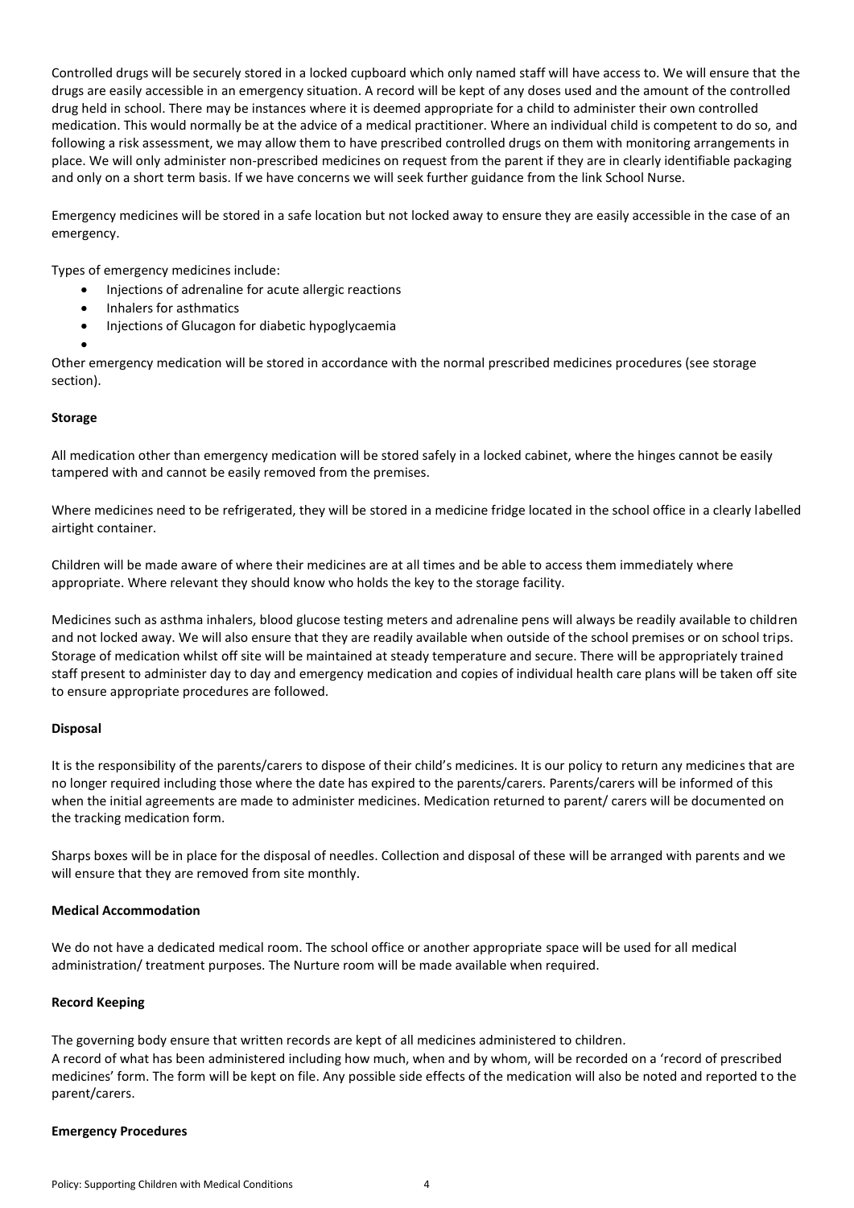Controlled drugs will be securely stored in a locked cupboard which only named staff will have access to. We will ensure that the drugs are easily accessible in an emergency situation. A record will be kept of any doses used and the amount of the controlled drug held in school. There may be instances where it is deemed appropriate for a child to administer their own controlled medication. This would normally be at the advice of a medical practitioner. Where an individual child is competent to do so, and following a risk assessment, we may allow them to have prescribed controlled drugs on them with monitoring arrangements in place. We will only administer non-prescribed medicines on request from the parent if they are in clearly identifiable packaging and only on a short term basis. If we have concerns we will seek further guidance from the link School Nurse.

Emergency medicines will be stored in a safe location but not locked away to ensure they are easily accessible in the case of an emergency.

Types of emergency medicines include:

- Injections of adrenaline for acute allergic reactions
- Inhalers for asthmatics
- Injections of Glucagon for diabetic hypoglycaemia
- 

Other emergency medication will be stored in accordance with the normal prescribed medicines procedures (see storage section).

**Storage**

All medication other than emergency medication will be stored safely in a locked cabinet, where the hinges cannot be easily tampered with and cannot be easily removed from the premises.

Where medicines need to be refrigerated, they will be stored in a medicine fridge located in the school office in a clearly labelled airtight container.

Children will be made aware of where their medicines are at all times and be able to access them immediately where appropriate. Where relevant they should know who holds the key to the storage facility.

Medicines such as asthma inhalers, blood glucose testing meters and adrenaline pens will always be readily available to children and not locked away. We will also ensure that they are readily available when outside of the school premises or on school trips. Storage of medication whilst off site will be maintained at steady temperature and secure. There will be appropriately trained staff present to administer day to day and emergency medication and copies of individual health care plans will be taken off site to ensure appropriate procedures are followed.

**Disposal**

It is the responsibility of the parents/carers to dispose of their child's medicines. It is our policy to return any medicines that are no longer required including those where the date has expired to the parents/carers. Parents/carers will be informed of this when the initial agreements are made to administer medicines. Medication returned to parent/ carers will be documented on the tracking medication form.

Sharps boxes will be in place for the disposal of needles. Collection and disposal of these will be arranged with parents and we will ensure that they are removed from site monthly.

**Medical Accommodation**

We do not have a dedicated medical room. The school office or another appropriate space will be used for all medical administration/ treatment purposes. The Nurture room will be made available when required.

**Record Keeping**

The governing body ensure that written records are kept of all medicines administered to children.
A record of what has been administered including how much, when and by whom, will be recorded on a 'record of prescribed medicines' form. The form will be kept on file. Any possible side effects of the medication will also be noted and reported to the parent/carers.

**Emergency Procedures**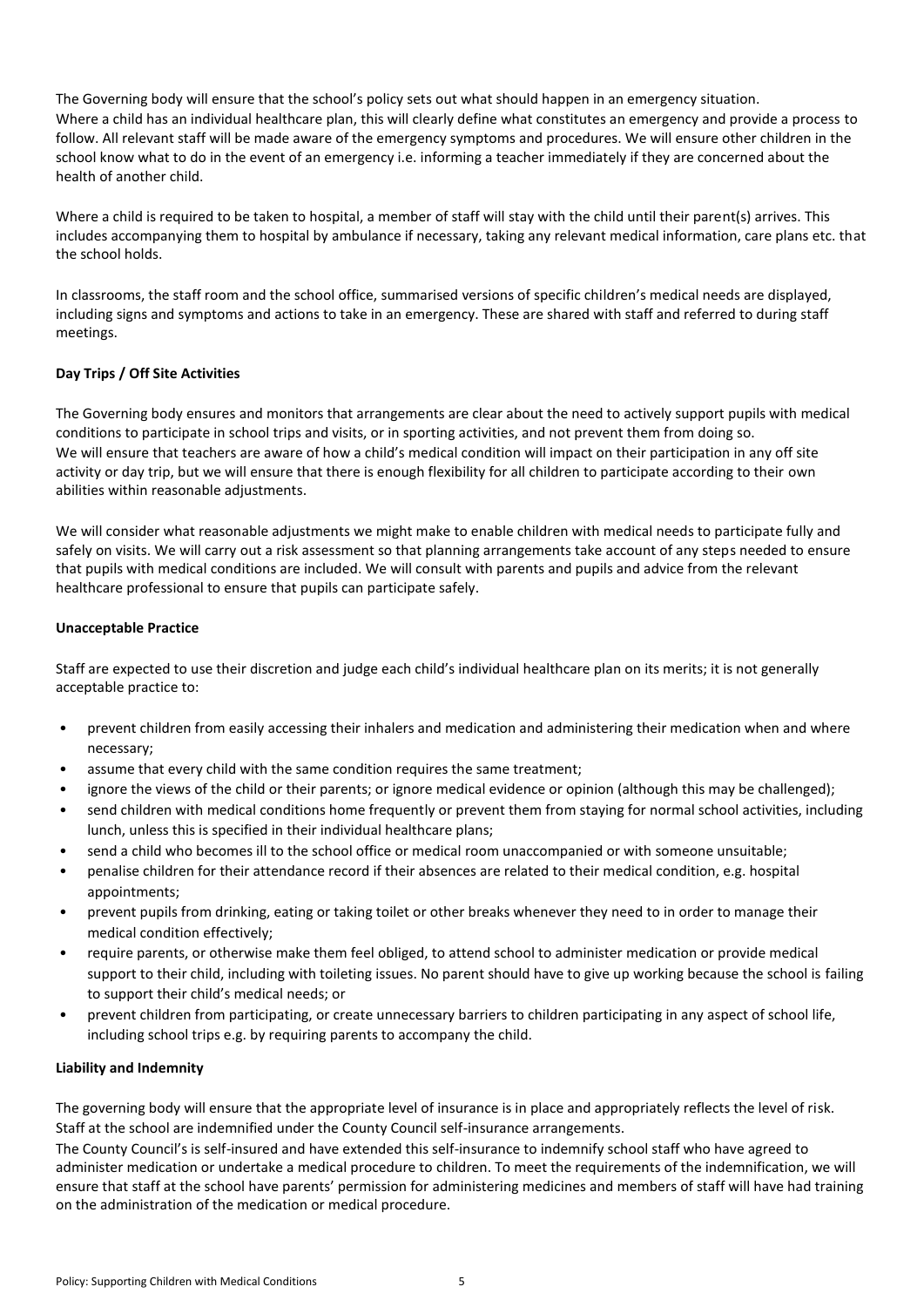The Governing body will ensure that the school's policy sets out what should happen in an emergency situation. Where a child has an individual healthcare plan, this will clearly define what constitutes an emergency and provide a process to follow. All relevant staff will be made aware of the emergency symptoms and procedures. We will ensure other children in the school know what to do in the event of an emergency i.e. informing a teacher immediately if they are concerned about the health of another child.

Where a child is required to be taken to hospital, a member of staff will stay with the child until their parent(s) arrives. This includes accompanying them to hospital by ambulance if necessary, taking any relevant medical information, care plans etc. that the school holds.

In classrooms, the staff room and the school office, summarised versions of specific children's medical needs are displayed, including signs and symptoms and actions to take in an emergency. These are shared with staff and referred to during staff meetings.

**Day Trips / Off Site Activities**

The Governing body ensures and monitors that arrangements are clear about the need to actively support pupils with medical conditions to participate in school trips and visits, or in sporting activities, and not prevent them from doing so. We will ensure that teachers are aware of how a child's medical condition will impact on their participation in any off site activity or day trip, but we will ensure that there is enough flexibility for all children to participate according to their own abilities within reasonable adjustments.

We will consider what reasonable adjustments we might make to enable children with medical needs to participate fully and safely on visits. We will carry out a risk assessment so that planning arrangements take account of any steps needed to ensure that pupils with medical conditions are included. We will consult with parents and pupils and advice from the relevant healthcare professional to ensure that pupils can participate safely.

**Unacceptable Practice**

Staff are expected to use their discretion and judge each child's individual healthcare plan on its merits; it is not generally acceptable practice to:

- prevent children from easily accessing their inhalers and medication and administering their medication when and where necessary;
- assume that every child with the same condition requires the same treatment;
- ignore the views of the child or their parents; or ignore medical evidence or opinion (although this may be challenged);
- send children with medical conditions home frequently or prevent them from staying for normal school activities, including lunch, unless this is specified in their individual healthcare plans;
- send a child who becomes ill to the school office or medical room unaccompanied or with someone unsuitable;
- penalise children for their attendance record if their absences are related to their medical condition, e.g. hospital appointments;
- prevent pupils from drinking, eating or taking toilet or other breaks whenever they need to in order to manage their medical condition effectively;
- require parents, or otherwise make them feel obliged, to attend school to administer medication or provide medical support to their child, including with toileting issues. No parent should have to give up working because the school is failing to support their child's medical needs; or
- prevent children from participating, or create unnecessary barriers to children participating in any aspect of school life, including school trips e.g. by requiring parents to accompany the child.

**Liability and Indemnity**

The governing body will ensure that the appropriate level of insurance is in place and appropriately reflects the level of risk. Staff at the school are indemnified under the County Council self-insurance arrangements.
The County Council's is self-insured and have extended this self-insurance to indemnify school staff who have agreed to administer medication or undertake a medical procedure to children. To meet the requirements of the indemnification, we will ensure that staff at the school have parents' permission for administering medicines and members of staff will have had training on the administration of the medication or medical procedure.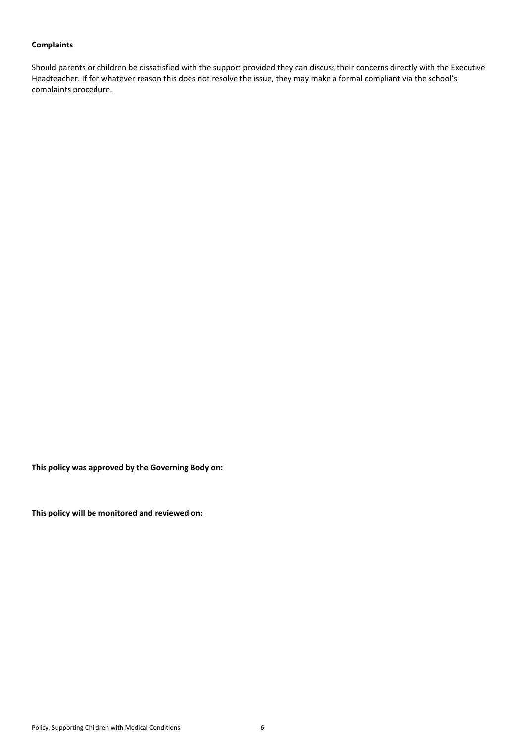**Complaints**

Should parents or children be dissatisfied with the support provided they can discuss their concerns directly with the Executive Headteacher. If for whatever reason this does not resolve the issue, they may make a formal compliant via the school's complaints procedure.

**This policy was approved by the Governing Body on:**

**This policy will be monitored and reviewed on:**